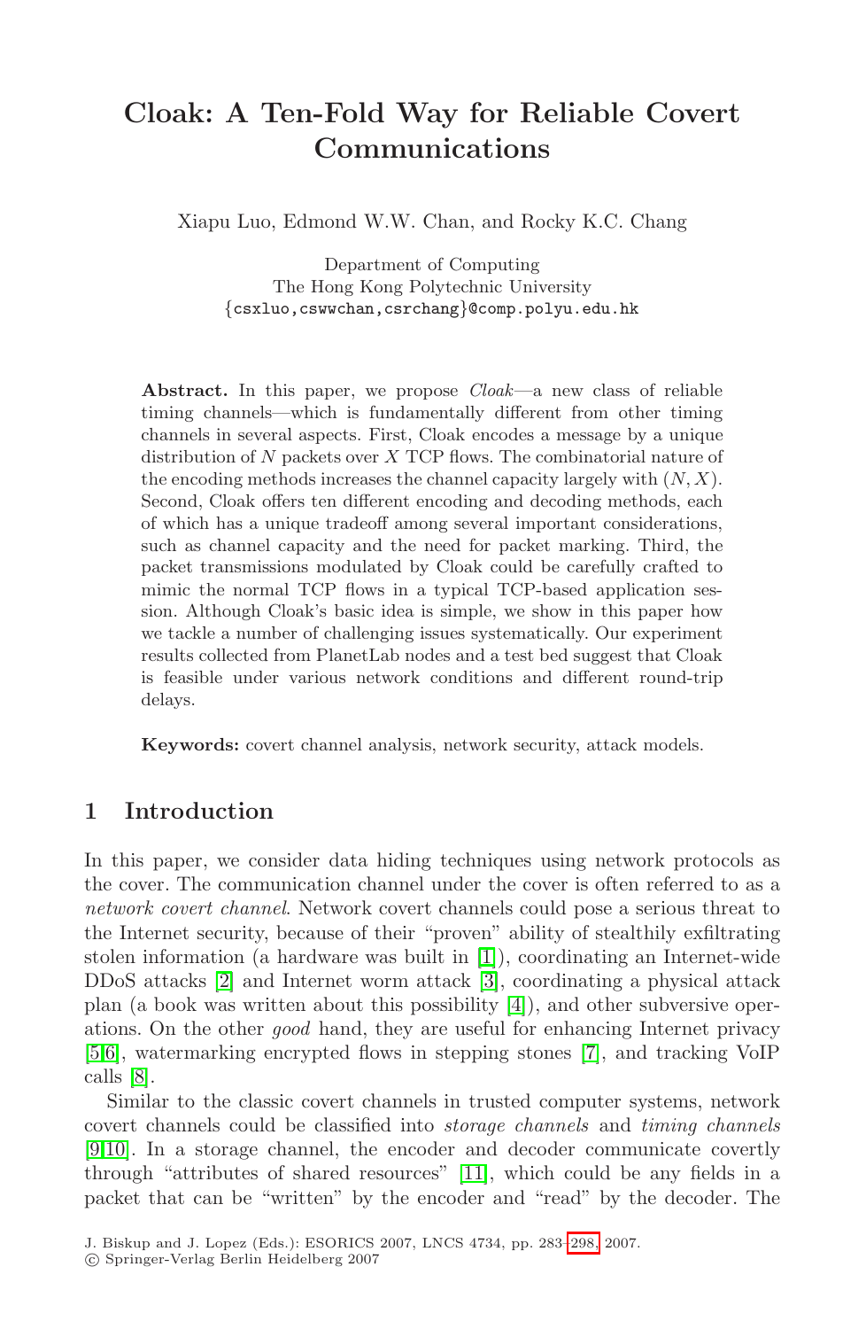# Cloak: A Ten-Fold Way for Reliable Covert Communications

Xiapu Luo, Edmond W.W. Chan, and Rocky K.C. Chang

Department of Computing
The Hong Kong Polytechnic University
{csxluo,cswwchan,csrchang}@comp.polyu.edu.hk

**Abstract.** In this paper, we propose *Cloak*—a new class of reliable timing channels—which is fundamentally different from other timing channels in several aspects. First, Cloak encodes a message by a unique distribution of $N$ packets over $X$ TCP flows. The combinatorial nature of the encoding methods increases the channel capacity largely with $(N, X)$. Second, Cloak offers ten different encoding and decoding methods, each of which has a unique tradeoff among several important considerations, such as channel capacity and the need for packet marking. Third, the packet transmissions modulated by Cloak could be carefully crafted to mimic the normal TCP flows in a typical TCP-based application session. Although Cloak's basic idea is simple, we show in this paper how we tackle a number of challenging issues systematically. Our experiment results collected from PlanetLab nodes and a test bed suggest that Cloak is feasible under various network conditions and different round-trip delays.

**Keywords:** covert channel analysis, network security, attack models.

## 1 Introduction

In this paper, we consider data hiding techniques using network protocols as the cover. The communication channel under the cover is often referred to as a *network covert channel*. Network covert channels could pose a serious threat to the Internet security, because of their "proven" ability of stealthily exfiltrating stolen information (a hardware was built in [1]), coordinating an Internet-wide DDoS attacks [2] and Internet worm attack [3], coordinating a physical attack plan (a book was written about this possibility [4]), and other subversive operations. On the other *good* hand, they are useful for enhancing Internet privacy [5,6], watermarking encrypted flows in stepping stones [7], and tracking VoIP calls [8].

Similar to the classic covert channels in trusted computer systems, network covert channels could be classified into *storage channels* and *timing channels* [9,10]. In a storage channel, the encoder and decoder communicate covertly through "attributes of shared resources" [11], which could be any fields in a packet that can be "written" by the encoder and "read" by the decoder. The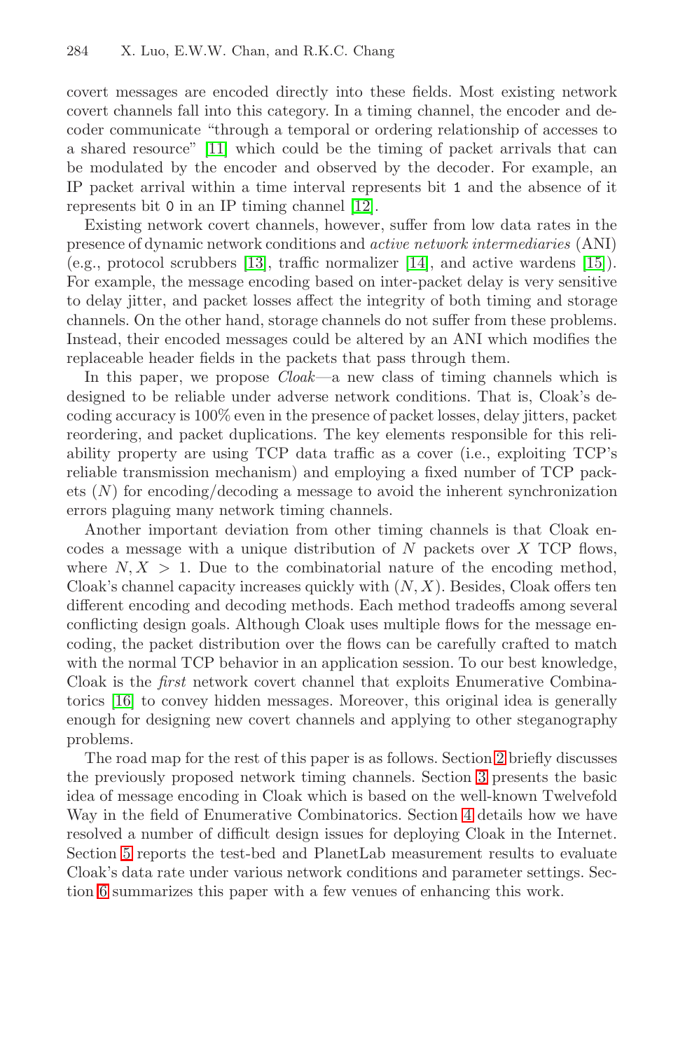covert messages are encoded directly into these fields. Most existing network covert channels fall into this category. In a timing channel, the encoder and decoder communicate "through a temporal or ordering relationship of accesses to a shared resource" [11] which could be the timing of packet arrivals that can be modulated by the encoder and observed by the decoder. For example, an IP packet arrival within a time interval represents bit `1` and the absence of it represents bit `0` in an IP timing channel [12].

Existing network covert channels, however, suffer from low data rates in the presence of dynamic network conditions and *active network intermediaries* (ANI) (e.g., protocol scrubbers [13], traffic normalizer [14], and active wardens [15]). For example, the message encoding based on inter-packet delay is very sensitive to delay jitter, and packet losses affect the integrity of both timing and storage channels. On the other hand, storage channels do not suffer from these problems. Instead, their encoded messages could be altered by an ANI which modifies the replaceable header fields in the packets that pass through them.

In this paper, we propose *Cloak*—a new class of timing channels which is designed to be reliable under adverse network conditions. That is, Cloak's decoding accuracy is 100% even in the presence of packet losses, delay jitters, packet reordering, and packet duplications. The key elements responsible for this reliability property are using TCP data traffic as a cover (i.e., exploiting TCP's reliable transmission mechanism) and employing a fixed number of TCP packets ($N$) for encoding/decoding a message to avoid the inherent synchronization errors plaguing many network timing channels.

Another important deviation from other timing channels is that Cloak encodes a message with a unique distribution of $N$ packets over $X$ TCP flows, where $N, X > 1$. Due to the combinatorial nature of the encoding method, Cloak's channel capacity increases quickly with $(N, X)$. Besides, Cloak offers ten different encoding and decoding methods. Each method tradeoffs among several conflicting design goals. Although Cloak uses multiple flows for the message encoding, the packet distribution over the flows can be carefully crafted to match with the normal TCP behavior in an application session. To our best knowledge, Cloak is the *first* network covert channel that exploits Enumerative Combinatorics [16] to convey hidden messages. Moreover, this original idea is generally enough for designing new covert channels and applying to other steganography problems.

The road map for the rest of this paper is as follows. Section 2 briefly discusses the previously proposed network timing channels. Section 3 presents the basic idea of message encoding in Cloak which is based on the well-known Twelvefold Way in the field of Enumerative Combinatorics. Section 4 details how we have resolved a number of difficult design issues for deploying Cloak in the Internet. Section 5 reports the test-bed and PlanetLab measurement results to evaluate Cloak's data rate under various network conditions and parameter settings. Section 6 summarizes this paper with a few venues of enhancing this work.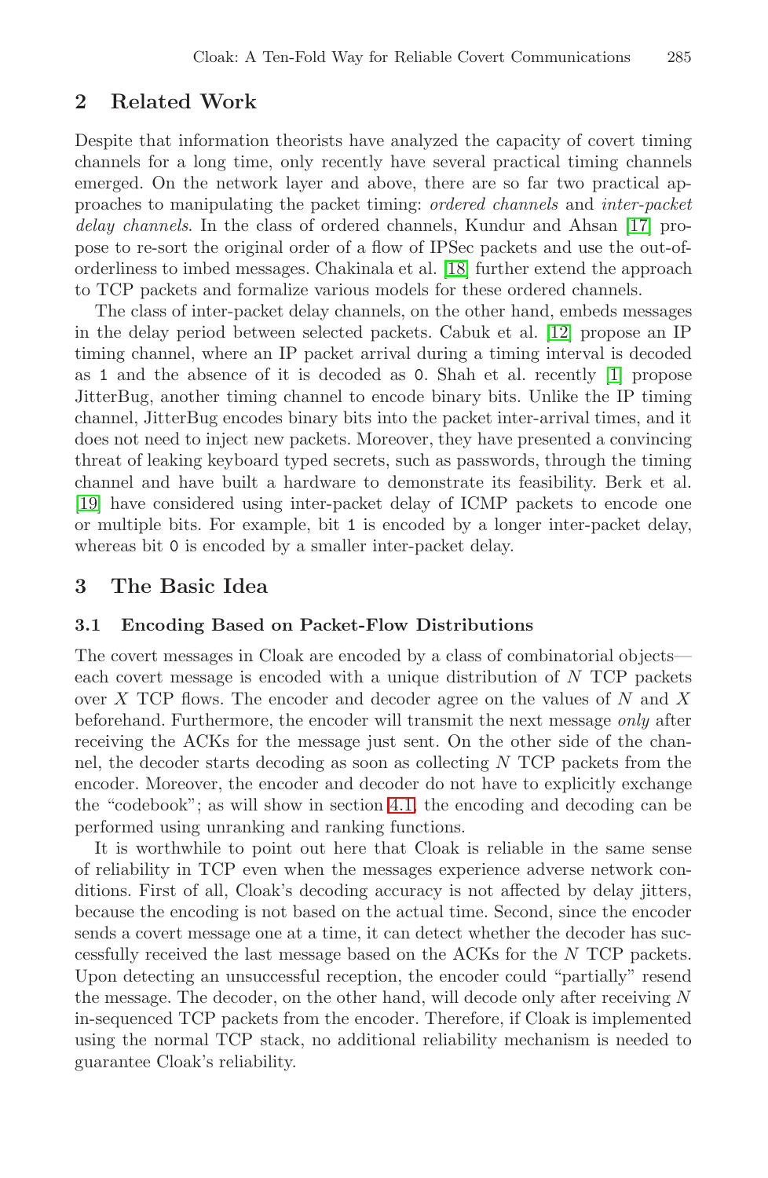## 2 Related Work

Despite that information theorists have analyzed the capacity of covert timing channels for a long time, only recently have several practical timing channels emerged. On the network layer and above, there are so far two practical approaches to manipulating the packet timing: *ordered channels* and *inter-packet delay channels*. In the class of ordered channels, Kundur and Ahsan [17] propose to re-sort the original order of a flow of IPSec packets and use the out-of-orderliness to imbed messages. Chakinala et al. [18] further extend the approach to TCP packets and formalize various models for these ordered channels.

The class of inter-packet delay channels, on the other hand, embeds messages in the delay period between selected packets. Cabuk et al. [12] propose an IP timing channel, where an IP packet arrival during a timing interval is decoded as `1` and the absence of it is decoded as `0`. Shah et al. recently [1] propose JitterBug, another timing channel to encode binary bits. Unlike the IP timing channel, JitterBug encodes binary bits into the packet inter-arrival times, and it does not need to inject new packets. Moreover, they have presented a convincing threat of leaking keyboard typed secrets, such as passwords, through the timing channel and have built a hardware to demonstrate its feasibility. Berk et al. [19] have considered using inter-packet delay of ICMP packets to encode one or multiple bits. For example, bit `1` is encoded by a longer inter-packet delay, whereas bit `0` is encoded by a smaller inter-packet delay.

## 3 The Basic Idea

### 3.1 Encoding Based on Packet-Flow Distributions

The covert messages in Cloak are encoded by a class of combinatorial objects—each covert message is encoded with a unique distribution of $N$ TCP packets over $X$ TCP flows. The encoder and decoder agree on the values of $N$ and $X$ beforehand. Furthermore, the encoder will transmit the next message *only* after receiving the ACKs for the message just sent. On the other side of the channel, the decoder starts decoding as soon as collecting $N$ TCP packets from the encoder. Moreover, the encoder and decoder do not have to explicitly exchange the "codebook"; as will show in section 4.1, the encoding and decoding can be performed using unranking and ranking functions.

It is worthwhile to point out here that Cloak is reliable in the same sense of reliability in TCP even when the messages experience adverse network conditions. First of all, Cloak's decoding accuracy is not affected by delay jitters, because the encoding is not based on the actual time. Second, since the encoder sends a covert message one at a time, it can detect whether the decoder has successfully received the last message based on the ACKs for the $N$ TCP packets. Upon detecting an unsuccessful reception, the encoder could "partially" resend the message. The decoder, on the other hand, will decode only after receiving $N$ in-sequenced TCP packets from the encoder. Therefore, if Cloak is implemented using the normal TCP stack, no additional reliability mechanism is needed to guarantee Cloak's reliability.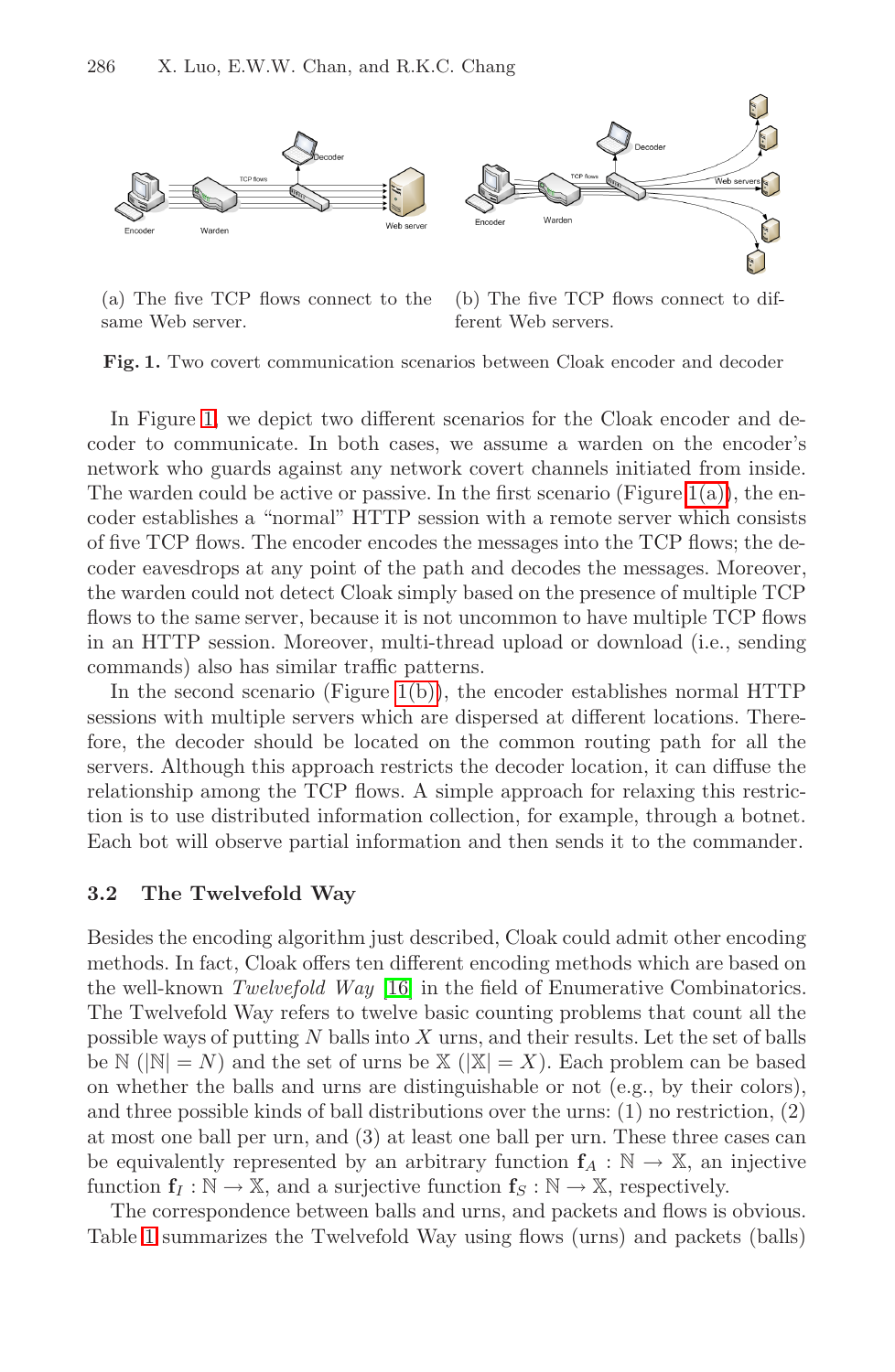Encoder

Warden

TCP flows

Decoder

Web server

(a) The five TCP flows connect to the same Web server.

Encoder

Warden

TCP flows

Decoder

Web servers

(b) The five TCP flows connect to different Web servers.

**Fig. 1.** Two covert communication scenarios between Cloak encoder and decoder

In Figure 1, we depict two different scenarios for the Cloak encoder and decoder to communicate. In both cases, we assume a warden on the encoder's network who guards against any network covert channels initiated from inside. The warden could be active or passive. In the first scenario (Figure 1(a)), the encoder establishes a "normal" HTTP session with a remote server which consists of five TCP flows. The encoder encodes the messages into the TCP flows; the decoder eavesdrops at any point of the path and decodes the messages. Moreover, the warden could not detect Cloak simply based on the presence of multiple TCP flows to the same server, because it is not uncommon to have multiple TCP flows in an HTTP session. Moreover, multi-thread upload or download (i.e., sending commands) also has similar traffic patterns.

In the second scenario (Figure 1(b)), the encoder establishes normal HTTP sessions with multiple servers which are dispersed at different locations. Therefore, the decoder should be located on the common routing path for all the servers. Although this approach restricts the decoder location, it can diffuse the relationship among the TCP flows. A simple approach for relaxing this restriction is to use distributed information collection, for example, through a botnet. Each bot will observe partial information and then sends it to the commander.

### 3.2 The Twelvefold Way

Besides the encoding algorithm just described, Cloak could admit other encoding methods. In fact, Cloak offers ten different encoding methods which are based on the well-known *Twelvefold Way* [16] in the field of Enumerative Combinatorics. The Twelvefold Way refers to twelve basic counting problems that count all the possible ways of putting $N$ balls into $X$ urns, and their results. Let the set of balls be $\mathbb{N}$ ($|\mathbb{N}| = N$) and the set of urns be $\mathbb{X}$ ($|\mathbb{X}| = X$). Each problem can be based on whether the balls and urns are distinguishable or not (e.g., by their colors), and three possible kinds of ball distributions over the urns: (1) no restriction, (2) at most one ball per urn, and (3) at least one ball per urn. These three cases can be equivalently represented by an arbitrary function $\mathbf{f}_A : \mathbb{N} \to \mathbb{X}$, an injective function $\mathbf{f}_I : \mathbb{N} \to \mathbb{X}$, and a surjective function $\mathbf{f}_S : \mathbb{N} \to \mathbb{X}$, respectively.

The correspondence between balls and urns, and packets and flows is obvious. Table 1 summarizes the Twelvefold Way using flows (urns) and packets (balls)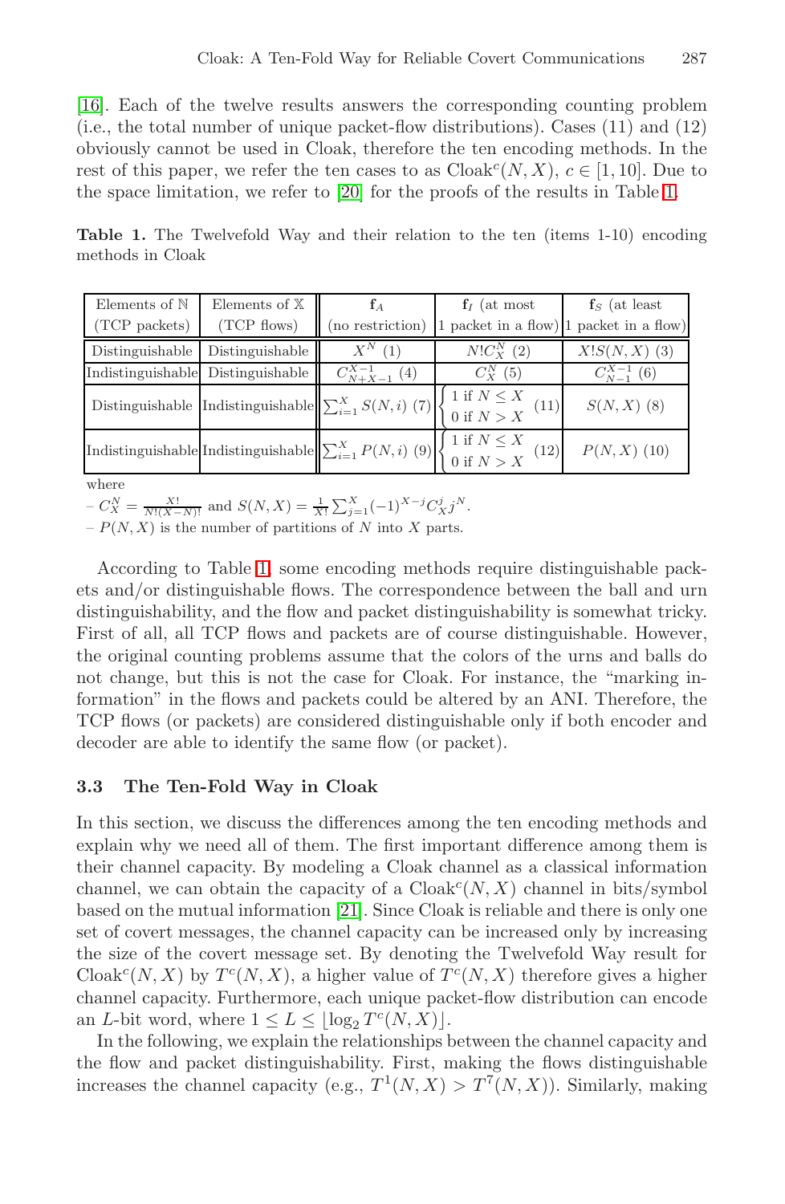[16]. Each of the twelve results answers the corresponding counting problem (i.e., the total number of unique packet-flow distributions). Cases (11) and (12) obviously cannot be used in Cloak, therefore the ten encoding methods. In the rest of this paper, we refer the ten cases to as Cloak$^c(N, X)$, $c \in [1, 10]$. Due to the space limitation, we refer to [20] for the proofs of the results in Table 1.

**Table 1.** The Twelvefold Way and their relation to the ten (items 1-10) encoding methods in Cloak

| Elements of $\mathbb{N}$ (TCP packets) | Elements of $\mathbb{X}$ (TCP flows) | $\mathbf{f}_A$ (no restriction) | $\mathbf{f}_I$ (at most 1 packet in a flow) | $\mathbf{f}_S$ (at least 1 packet in a flow) |
|---|---|---|---|---|
| Distinguishable | Distinguishable | $X^N$ (1) | $N!C_X^N$ (2) | $X!S(N,X)$ (3) |
| Indistinguishable | Distinguishable | $C_{N+X-1}^{X-1}$ (4) | $C_X^N$ (5) | $C_{N-1}^{X-1}$ (6) |
| Distinguishable | Indistinguishable | $\sum_{i=1}^{X} S(N,i)$ (7) | $\begin{cases} 1 \text{ if } N \leq X \\ 0 \text{ if } N > X \end{cases}$ (11) | $S(N,X)$ (8) |
| Indistinguishable | Indistinguishable | $\sum_{i=1}^{X} P(N,i)$ (9) | $\begin{cases} 1 \text{ if } N \leq X \\ 0 \text{ if } N > X \end{cases}$ (12) | $P(N,X)$ (10) |

where
- $C_X^N = \frac{X!}{N!(X-N)!}$ and $S(N,X) = \frac{1}{X!}\sum_{j=1}^{X}(-1)^{X-j}C_X^j j^N$.
- $P(N,X)$ is the number of partitions of $N$ into $X$ parts.

According to Table 1, some encoding methods require distinguishable packets and/or distinguishable flows. The correspondence between the ball and urn distinguishability, and the flow and packet distinguishability is somewhat tricky. First of all, all TCP flows and packets are of course distinguishable. However, the original counting problems assume that the colors of the urns and balls do not change, but this is not the case for Cloak. For instance, the "marking information" in the flows and packets could be altered by an ANI. Therefore, the TCP flows (or packets) are considered distinguishable only if both encoder and decoder are able to identify the same flow (or packet).

### 3.3 The Ten-Fold Way in Cloak

In this section, we discuss the differences among the ten encoding methods and explain why we need all of them. The first important difference among them is their channel capacity. By modeling a Cloak channel as a classical information channel, we can obtain the capacity of a Cloak$^c(N, X)$ channel in bits/symbol based on the mutual information [21]. Since Cloak is reliable and there is only one set of covert messages, the channel capacity can be increased only by increasing the size of the covert message set. By denoting the Twelvefold Way result for Cloak$^c(N, X)$ by $T^c(N, X)$, a higher value of $T^c(N, X)$ therefore gives a higher channel capacity. Furthermore, each unique packet-flow distribution can encode an $L$-bit word, where $1 \leq L \leq \lfloor \log_2 T^c(N, X) \rfloor$.

In the following, we explain the relationships between the channel capacity and the flow and packet distinguishability. First, making the flows distinguishable increases the channel capacity (e.g., $T^1(N, X) > T^7(N, X)$). Similarly, making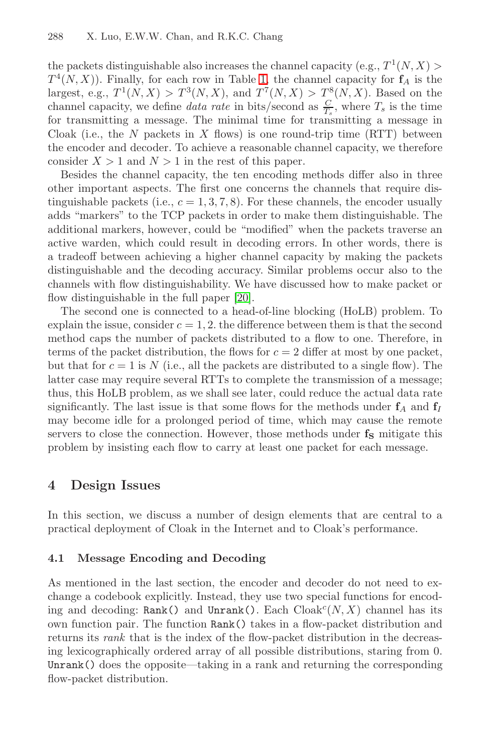the packets distinguishable also increases the channel capacity (e.g., $T^1(N, X) > T^4(N, X)$). Finally, for each row in Table 1, the channel capacity for $\mathbf{f}_A$ is the largest, e.g., $T^1(N, X) > T^3(N, X)$, and $T^7(N, X) > T^8(N, X)$. Based on the channel capacity, we define *data rate* in bits/second as $\frac{C}{T_s}$, where $T_s$ is the time for transmitting a message. The minimal time for transmitting a message in Cloak (i.e., the $N$ packets in $X$ flows) is one round-trip time (RTT) between the encoder and decoder. To achieve a reasonable channel capacity, we therefore consider $X > 1$ and $N > 1$ in the rest of this paper.

Besides the channel capacity, the ten encoding methods differ also in three other important aspects. The first one concerns the channels that require distinguishable packets (i.e., $c = 1, 3, 7, 8$). For these channels, the encoder usually adds "markers" to the TCP packets in order to make them distinguishable. The additional markers, however, could be "modified" when the packets traverse an active warden, which could result in decoding errors. In other words, there is a tradeoff between achieving a higher channel capacity by making the packets distinguishable and the decoding accuracy. Similar problems occur also to the channels with flow distinguishability. We have discussed how to make packet or flow distinguishable in the full paper [20].

The second one is connected to a head-of-line blocking (HoLB) problem. To explain the issue, consider $c = 1, 2$. the difference between them is that the second method caps the number of packets distributed to a flow to one. Therefore, in terms of the packet distribution, the flows for $c = 2$ differ at most by one packet, but that for $c = 1$ is $N$ (i.e., all the packets are distributed to a single flow). The latter case may require several RTTs to complete the transmission of a message; thus, this HoLB problem, as we shall see later, could reduce the actual data rate significantly. The last issue is that some flows for the methods under $\mathbf{f}_A$ and $\mathbf{f}_I$ may become idle for a prolonged period of time, which may cause the remote servers to close the connection. However, those methods under $\mathbf{f_S}$ mitigate this problem by insisting each flow to carry at least one packet for each message.

# 4 Design Issues

In this section, we discuss a number of design elements that are central to a practical deployment of Cloak in the Internet and to Cloak's performance.

## 4.1 Message Encoding and Decoding

As mentioned in the last section, the encoder and decoder do not need to exchange a codebook explicitly. Instead, they use two special functions for encoding and decoding: `Rank()` and `Unrank()`. Each $\text{Cloak}^c(N, X)$ channel has its own function pair. The function `Rank()` takes in a flow-packet distribution and returns its *rank* that is the index of the flow-packet distribution in the decreasing lexicographically ordered array of all possible distributions, staring from 0. `Unrank()` does the opposite—taking in a rank and returning the corresponding flow-packet distribution.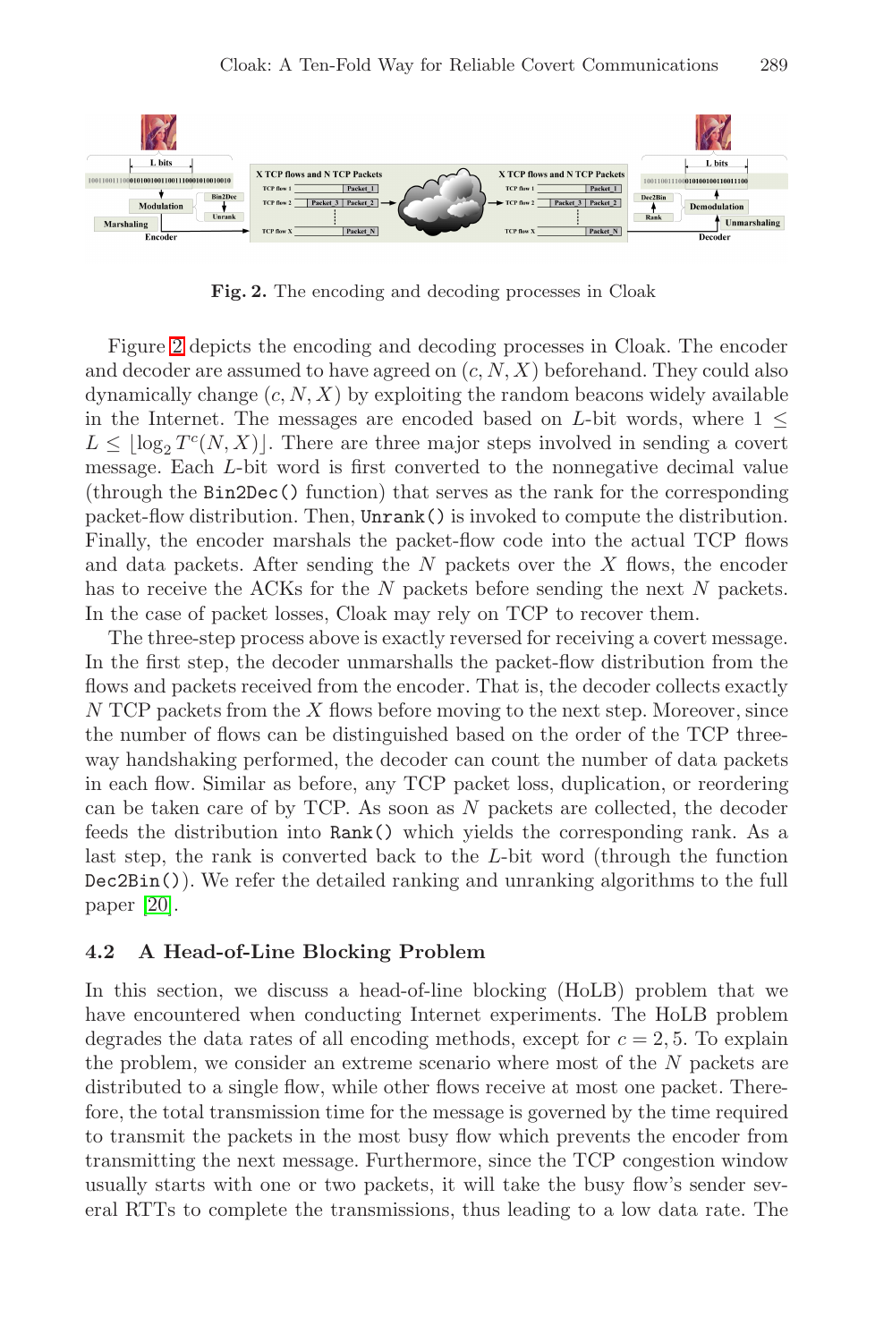Fig. 2. The encoding and decoding processes in Cloak

Figure 2 depicts the encoding and decoding processes in Cloak. The encoder and decoder are assumed to have agreed on $(c, N, X)$ beforehand. They could also dynamically change $(c, N, X)$ by exploiting the random beacons widely available in the Internet. The messages are encoded based on $L$-bit words, where $1 \leq L \leq \lfloor \log_2 T^c(N, X) \rfloor$. There are three major steps involved in sending a covert message. Each $L$-bit word is first converted to the nonnegative decimal value (through the `Bin2Dec()` function) that serves as the rank for the corresponding packet-flow distribution. Then, `Unrank()` is invoked to compute the distribution. Finally, the encoder marshals the packet-flow code into the actual TCP flows and data packets. After sending the $N$ packets over the $X$ flows, the encoder has to receive the ACKs for the $N$ packets before sending the next $N$ packets. In the case of packet losses, Cloak may rely on TCP to recover them.

The three-step process above is exactly reversed for receiving a covert message. In the first step, the decoder unmarshalls the packet-flow distribution from the flows and packets received from the encoder. That is, the decoder collects exactly $N$ TCP packets from the $X$ flows before moving to the next step. Moreover, since the number of flows can be distinguished based on the order of the TCP three-way handshaking performed, the decoder can count the number of data packets in each flow. Similar as before, any TCP packet loss, duplication, or reordering can be taken care of by TCP. As soon as $N$ packets are collected, the decoder feeds the distribution into `Rank()` which yields the corresponding rank. As a last step, the rank is converted back to the $L$-bit word (through the function `Dec2Bin()`). We refer the detailed ranking and unranking algorithms to the full paper [20].

### 4.2 A Head-of-Line Blocking Problem

In this section, we discuss a head-of-line blocking (HoLB) problem that we have encountered when conducting Internet experiments. The HoLB problem degrades the data rates of all encoding methods, except for $c = 2, 5$. To explain the problem, we consider an extreme scenario where most of the $N$ packets are distributed to a single flow, while other flows receive at most one packet. Therefore, the total transmission time for the message is governed by the time required to transmit the packets in the most busy flow which prevents the encoder from transmitting the next message. Furthermore, since the TCP congestion window usually starts with one or two packets, it will take the busy flow's sender several RTTs to complete the transmissions, thus leading to a low data rate. The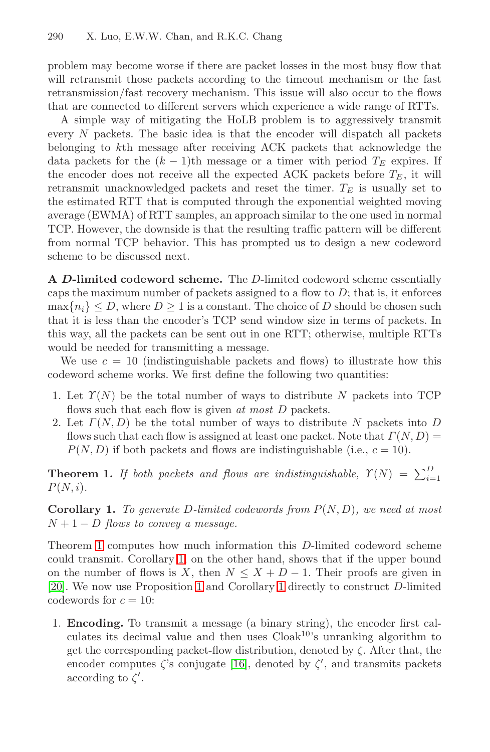problem may become worse if there are packet losses in the most busy flow that will retransmit those packets according to the timeout mechanism or the fast retransmission/fast recovery mechanism. This issue will also occur to the flows that are connected to different servers which experience a wide range of RTTs.

A simple way of mitigating the HoLB problem is to aggressively transmit every $N$ packets. The basic idea is that the encoder will dispatch all packets belonging to $k$th message after receiving ACK packets that acknowledge the data packets for the $(k-1)$th message or a timer with period $T_E$ expires. If the encoder does not receive all the expected ACK packets before $T_E$, it will retransmit unacknowledged packets and reset the timer. $T_E$ is usually set to the estimated RTT that is computed through the exponential weighted moving average (EWMA) of RTT samples, an approach similar to the one used in normal TCP. However, the downside is that the resulting traffic pattern will be different from normal TCP behavior. This has prompted us to design a new codeword scheme to be discussed next.

**A *D*-limited codeword scheme.** The $D$-limited codeword scheme essentially caps the maximum number of packets assigned to a flow to $D$; that is, it enforces $\max\{n_i\} \leq D$, where $D \geq 1$ is a constant. The choice of $D$ should be chosen such that it is less than the encoder's TCP send window size in terms of packets. In this way, all the packets can be sent out in one RTT; otherwise, multiple RTTs would be needed for transmitting a message.

We use $c = 10$ (indistinguishable packets and flows) to illustrate how this codeword scheme works. We first define the following two quantities:

1. Let $\Upsilon(N)$ be the total number of ways to distribute $N$ packets into TCP flows such that each flow is given *at most* $D$ packets.
2. Let $\Gamma(N, D)$ be the total number of ways to distribute $N$ packets into $D$ flows such that each flow is assigned at least one packet. Note that $\Gamma(N, D) = P(N, D)$ if both packets and flows are indistinguishable (i.e., $c = 10$).

**Theorem 1.** *If both packets and flows are indistinguishable,* $\Upsilon(N) = \sum_{i=1}^{D} P(N, i)$.

**Corollary 1.** *To generate D-limited codewords from* $P(N, D)$*, we need at most* $N + 1 - D$ *flows to convey a message.*

Theorem 1 computes how much information this $D$-limited codeword scheme could transmit. Corollary 1, on the other hand, shows that if the upper bound on the number of flows is $X$, then $N \leq X + D - 1$. Their proofs are given in [20]. We now use Proposition 1 and Corollary 1 directly to construct $D$-limited codewords for $c = 10$:

1. **Encoding.** To transmit a message (a binary string), the encoder first calculates its decimal value and then uses Cloak[10]'s unranking algorithm to get the corresponding packet-flow distribution, denoted by $\zeta$. After that, the encoder computes $\zeta$'s conjugate [16], denoted by $\zeta'$, and transmits packets according to $\zeta'$.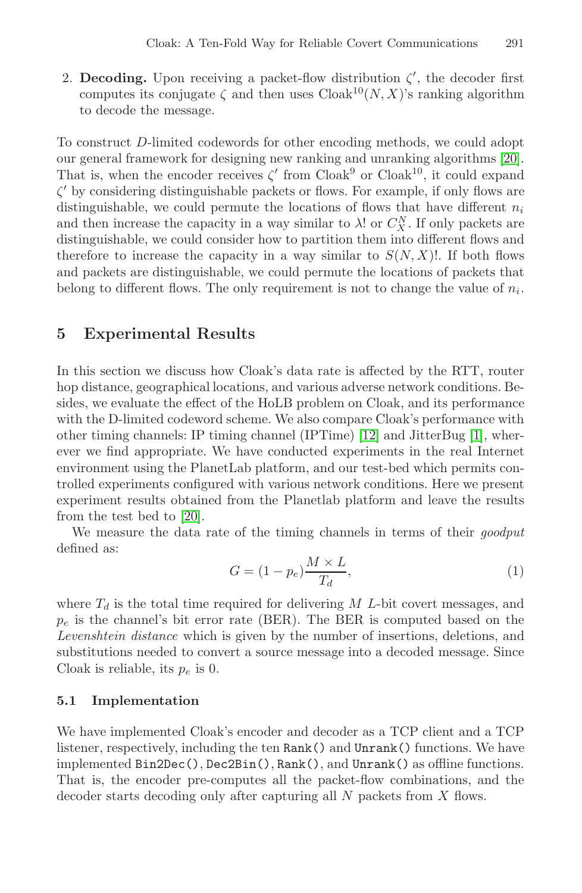2. **Decoding.** Upon receiving a packet-flow distribution $\zeta'$, the decoder first computes its conjugate $\zeta$ and then uses Cloak$^{10}(N, X)$'s ranking algorithm to decode the message.

To construct $D$-limited codewords for other encoding methods, we could adopt our general framework for designing new ranking and unranking algorithms [20]. That is, when the encoder receives $\zeta'$ from Cloak$^9$ or Cloak$^{10}$, it could expand $\zeta'$ by considering distinguishable packets or flows. For example, if only flows are distinguishable, we could permute the locations of flows that have different $n_i$ and then increase the capacity in a way similar to $\lambda!$ or $C_X^N$. If only packets are distinguishable, we could consider how to partition them into different flows and therefore to increase the capacity in a way similar to $S(N, X)!$. If both flows and packets are distinguishable, we could permute the locations of packets that belong to different flows. The only requirement is not to change the value of $n_i$.

## 5 Experimental Results

In this section we discuss how Cloak's data rate is affected by the RTT, router hop distance, geographical locations, and various adverse network conditions. Besides, we evaluate the effect of the HoLB problem on Cloak, and its performance with the D-limited codeword scheme. We also compare Cloak's performance with other timing channels: IP timing channel (IPTime) [12] and JitterBug [1], wherever we find appropriate. We have conducted experiments in the real Internet environment using the PlanetLab platform, and our test-bed which permits controlled experiments configured with various network conditions. Here we present experiment results obtained from the Planetlab platform and leave the results from the test bed to [20].

We measure the data rate of the timing channels in terms of their *goodput* defined as:

$$G = (1 - p_e)\frac{M \times L}{T_d}, \tag{1}$$

where $T_d$ is the total time required for delivering $M$ $L$-bit covert messages, and $p_e$ is the channel's bit error rate (BER). The BER is computed based on the *Levenshtein distance* which is given by the number of insertions, deletions, and substitutions needed to convert a source message into a decoded message. Since Cloak is reliable, its $p_e$ is 0.

### 5.1 Implementation

We have implemented Cloak's encoder and decoder as a TCP client and a TCP listener, respectively, including the ten `Rank()` and `Unrank()` functions. We have implemented `Bin2Dec()`, `Dec2Bin()`, `Rank()`, and `Unrank()` as offline functions. That is, the encoder pre-computes all the packet-flow combinations, and the decoder starts decoding only after capturing all $N$ packets from $X$ flows.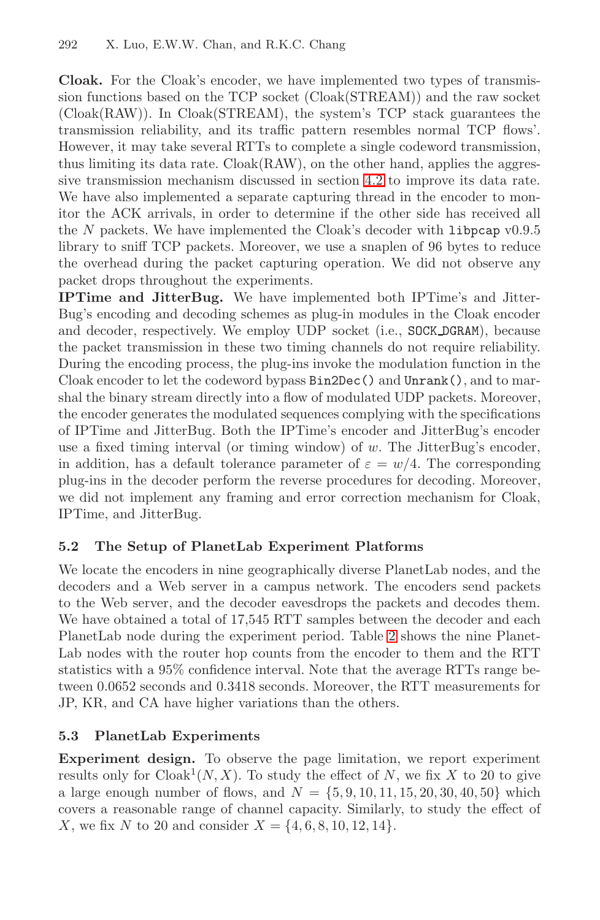**Cloak.** For the Cloak's encoder, we have implemented two types of transmission functions based on the TCP socket (Cloak(STREAM)) and the raw socket (Cloak(RAW)). In Cloak(STREAM), the system's TCP stack guarantees the transmission reliability, and its traffic pattern resembles normal TCP flows'. However, it may take several RTTs to complete a single codeword transmission, thus limiting its data rate. Cloak(RAW), on the other hand, applies the aggressive transmission mechanism discussed in section 4.2 to improve its data rate. We have also implemented a separate capturing thread in the encoder to monitor the ACK arrivals, in order to determine if the other side has received all the $N$ packets. We have implemented the Cloak's decoder with `libpcap` v0.9.5 library to sniff TCP packets. Moreover, we use a snaplen of 96 bytes to reduce the overhead during the packet capturing operation. We did not observe any packet drops throughout the experiments.

**IPTime and JitterBug.** We have implemented both IPTime's and JitterBug's encoding and decoding schemes as plug-in modules in the Cloak encoder and decoder, respectively. We employ UDP socket (i.e., `SOCK_DGRAM`), because the packet transmission in these two timing channels do not require reliability. During the encoding process, the plug-ins invoke the modulation function in the Cloak encoder to let the codeword bypass `Bin2Dec()` and `Unrank()`, and to marshal the binary stream directly into a flow of modulated UDP packets. Moreover, the encoder generates the modulated sequences complying with the specifications of IPTime and JitterBug. Both the IPTime's encoder and JitterBug's encoder use a fixed timing interval (or timing window) of $w$. The JitterBug's encoder, in addition, has a default tolerance parameter of $\varepsilon = w/4$. The corresponding plug-ins in the decoder perform the reverse procedures for decoding. Moreover, we did not implement any framing and error correction mechanism for Cloak, IPTime, and JitterBug.

### 5.2 The Setup of PlanetLab Experiment Platforms

We locate the encoders in nine geographically diverse PlanetLab nodes, and the decoders and a Web server in a campus network. The encoders send packets to the Web server, and the decoder eavesdrops the packets and decodes them. We have obtained a total of 17,545 RTT samples between the decoder and each PlanetLab node during the experiment period. Table 2 shows the nine PlanetLab nodes with the router hop counts from the encoder to them and the RTT statistics with a 95% confidence interval. Note that the average RTTs range between 0.0652 seconds and 0.3418 seconds. Moreover, the RTT measurements for JP, KR, and CA have higher variations than the others.

### 5.3 PlanetLab Experiments

**Experiment design.** To observe the page limitation, we report experiment results only for $\text{Cloak}^1(N, X)$. To study the effect of $N$, we fix $X$ to 20 to give a large enough number of flows, and $N = \{5, 9, 10, 11, 15, 20, 30, 40, 50\}$ which covers a reasonable range of channel capacity. Similarly, to study the effect of $X$, we fix $N$ to 20 and consider $X = \{4, 6, 8, 10, 12, 14\}$.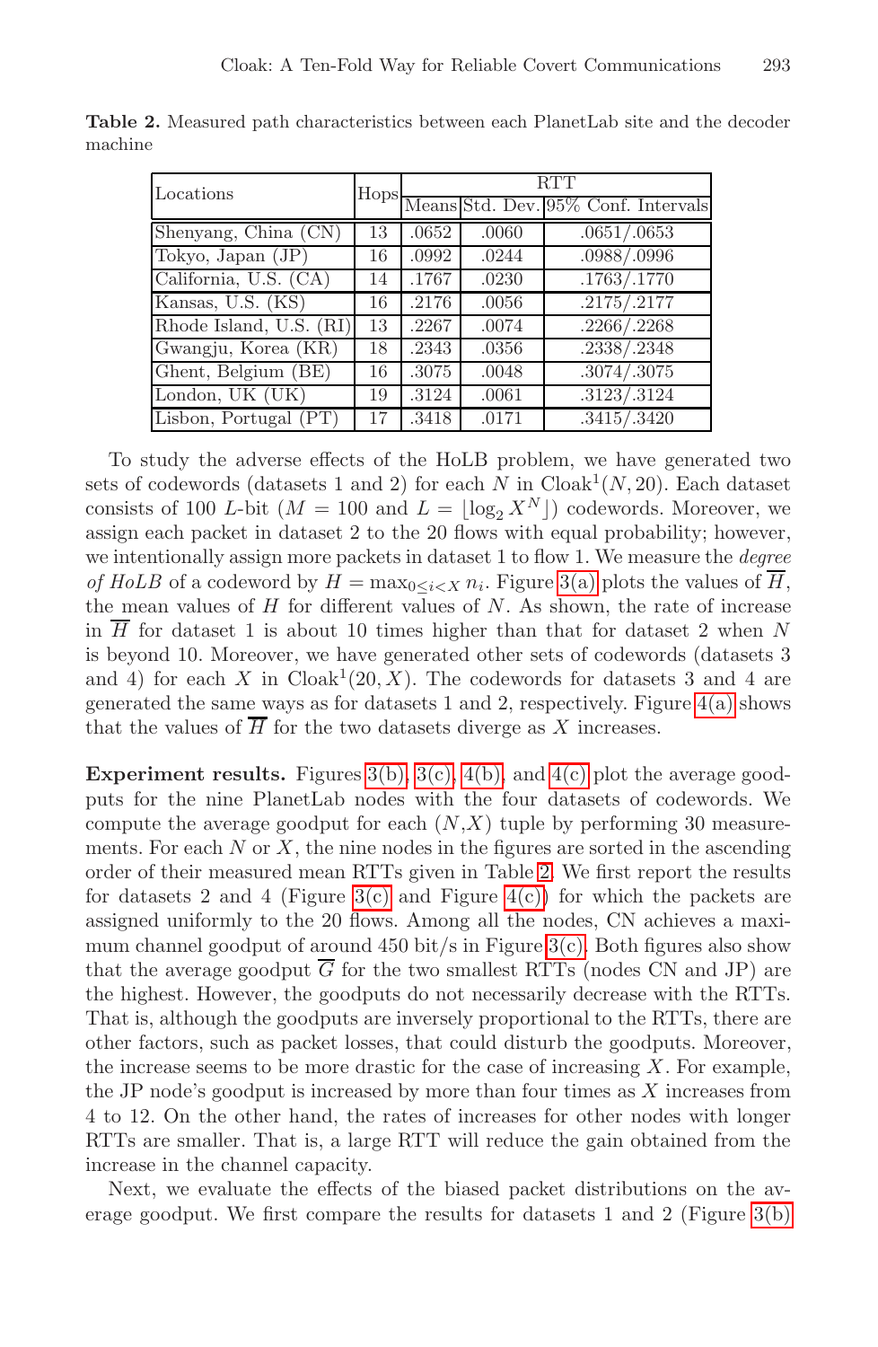**Table 2.** Measured path characteristics between each PlanetLab site and the decoder machine

| Locations | Hops | RTT | | |
|---|---|---|---|---|
| | | Means | Std. Dev. | 95% Conf. Intervals |
| Shenyang, China (CN) | 13 | .0652 | .0060 | .0651/.0653 |
| Tokyo, Japan (JP) | 16 | .0992 | .0244 | .0988/.0996 |
| California, U.S. (CA) | 14 | .1767 | .0230 | .1763/.1770 |
| Kansas, U.S. (KS) | 16 | .2176 | .0056 | .2175/.2177 |
| Rhode Island, U.S. (RI) | 13 | .2267 | .0074 | .2266/.2268 |
| Gwangju, Korea (KR) | 18 | .2343 | .0356 | .2338/.2348 |
| Ghent, Belgium (BE) | 16 | .3075 | .0048 | .3074/.3075 |
| London, UK (UK) | 19 | .3124 | .0061 | .3123/.3124 |
| Lisbon, Portugal (PT) | 17 | .3418 | .0171 | .3415/.3420 |

To study the adverse effects of the HoLB problem, we have generated two sets of codewords (datasets 1 and 2) for each $N$ in Cloak[1]$(N, 20)$. Each dataset consists of 100 $L$-bit ($M = 100$ and $L = \lfloor \log_2 X^N \rfloor$) codewords. Moreover, we assign each packet in dataset 2 to the 20 flows with equal probability; however, we intentionally assign more packets in dataset 1 to flow 1. We measure the *degree of HoLB* of a codeword by $H = \max_{0 \leq i < X} n_i$. Figure 3(a) plots the values of $\overline{H}$, the mean values of $H$ for different values of $N$. As shown, the rate of increase in $\overline{H}$ for dataset 1 is about 10 times higher than that for dataset 2 when $N$ is beyond 10. Moreover, we have generated other sets of codewords (datasets 3 and 4) for each $X$ in Cloak[1]$(20, X)$. The codewords for datasets 3 and 4 are generated the same ways as for datasets 1 and 2, respectively. Figure 4(a) shows that the values of $\overline{H}$ for the two datasets diverge as $X$ increases.

**Experiment results.** Figures 3(b), 3(c), 4(b), and 4(c) plot the average goodputs for the nine PlanetLab nodes with the four datasets of codewords. We compute the average goodput for each ($N$,$X$) tuple by performing 30 measurements. For each $N$ or $X$, the nine nodes in the figures are sorted in the ascending order of their measured mean RTTs given in Table 2. We first report the results for datasets 2 and 4 (Figure 3(c) and Figure 4(c)) for which the packets are assigned uniformly to the 20 flows. Among all the nodes, CN achieves a maximum channel goodput of around 450 bit/s in Figure 3(c). Both figures also show that the average goodput $\overline{G}$ for the two smallest RTTs (nodes CN and JP) are the highest. However, the goodputs do not necessarily decrease with the RTTs. That is, although the goodputs are inversely proportional to the RTTs, there are other factors, such as packet losses, that could disturb the goodputs. Moreover, the increase seems to be more drastic for the case of increasing $X$. For example, the JP node's goodput is increased by more than four times as $X$ increases from 4 to 12. On the other hand, the rates of increases for other nodes with longer RTTs are smaller. That is, a large RTT will reduce the gain obtained from the increase in the channel capacity.

Next, we evaluate the effects of the biased packet distributions on the average goodput. We first compare the results for datasets 1 and 2 (Figure 3(b)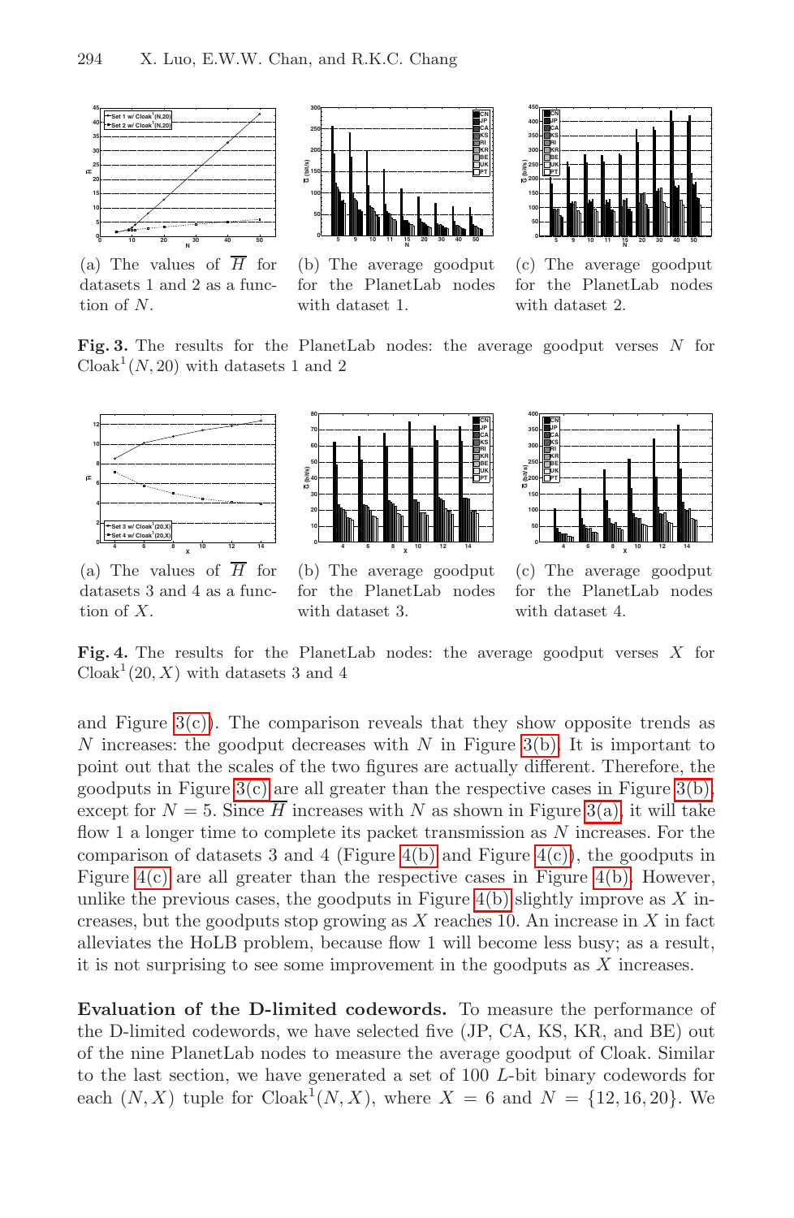Set 1 w/ Cloak$^1$(N,20)
Set 2 w/ Cloak$^1$(N,20)

(a) The values of $\overline{H}$ for datasets 1 and 2 as a function of $N$.

CN
JP
CA
KS
RI
KR
BE
UK
PT

(b) The average goodput for the PlanetLab nodes with dataset 1.

CN
JP
CA
KS
RI
KR
BE
UK
PT

(c) The average goodput for the PlanetLab nodes with dataset 2.

**Fig. 3.** The results for the PlanetLab nodes: the average goodput verses $N$ for Cloak$^1(N, 20)$ with datasets 1 and 2

Set 3 w/ Cloak$^1$(20,X)
Set 4 w/ Cloak$^1$(20,X)

(a) The values of $\overline{H}$ for datasets 3 and 4 as a function of $X$.

CN
JP
CA
KS
RI
KR
BE
UK
PT

(b) The average goodput for the PlanetLab nodes with dataset 3.

CN
JP
CA
KS
RI
KR
BE
UK
PT

(c) The average goodput for the PlanetLab nodes with dataset 4.

**Fig. 4.** The results for the PlanetLab nodes: the average goodput verses $X$ for Cloak$^1(20, X)$ with datasets 3 and 4

and Figure 3(c)). The comparison reveals that they show opposite trends as $N$ increases: the goodput decreases with $N$ in Figure 3(b). It is important to point out that the scales of the two figures are actually different. Therefore, the goodputs in Figure 3(c) are all greater than the respective cases in Figure 3(b), except for $N = 5$. Since $\overline{H}$ increases with $N$ as shown in Figure 3(a), it will take flow 1 a longer time to complete its packet transmission as $N$ increases. For the comparison of datasets 3 and 4 (Figure 4(b) and Figure 4(c)), the goodputs in Figure 4(c) are all greater than the respective cases in Figure 4(b). However, unlike the previous cases, the goodputs in Figure 4(b) slightly improve as $X$ increases, but the goodputs stop growing as $X$ reaches 10. An increase in $X$ in fact alleviates the HoLB problem, because flow 1 will become less busy; as a result, it is not surprising to see some improvement in the goodputs as $X$ increases.

**Evaluation of the D-limited codewords.** To measure the performance of the D-limited codewords, we have selected five (JP, CA, KS, KR, and BE) out of the nine PlanetLab nodes to measure the average goodput of Cloak. Similar to the last section, we have generated a set of 100 $L$-bit binary codewords for each $(N, X)$ tuple for Cloak$^1(N, X)$, where $X = 6$ and $N = \{12, 16, 20\}$. We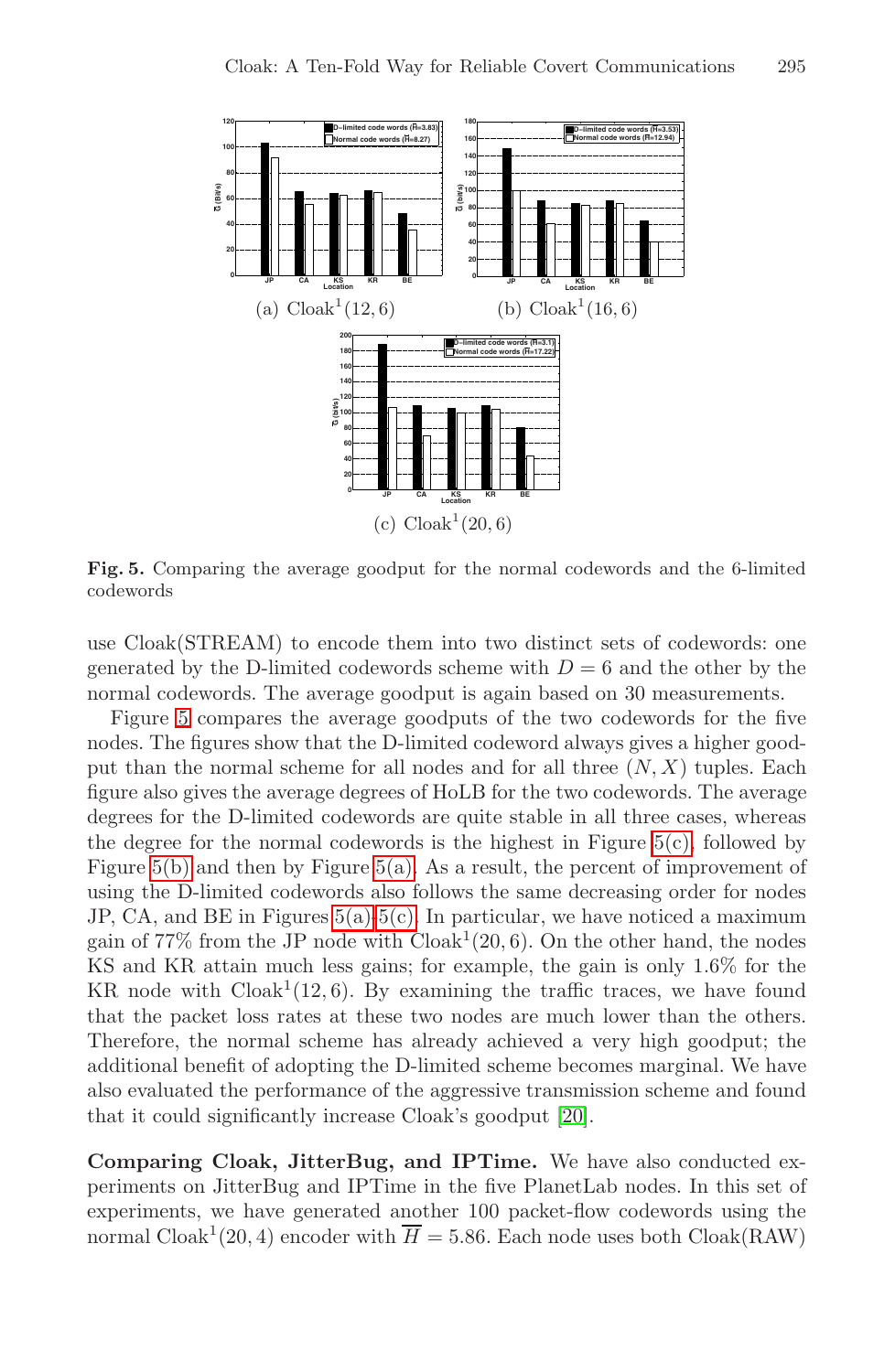(a) Cloak[1](12, 6)

(b) Cloak[1](16, 6)

(c) Cloak[1](20, 6)

**Fig. 5.** Comparing the average goodput for the normal codewords and the 6-limited codewords

use Cloak(STREAM) to encode them into two distinct sets of codewords: one generated by the D-limited codewords scheme with $D = 6$ and the other by the normal codewords. The average goodput is again based on 30 measurements.

Figure 5 compares the average goodputs of the two codewords for the five nodes. The figures show that the D-limited codeword always gives a higher goodput than the normal scheme for all nodes and for all three $(N, X)$ tuples. Each figure also gives the average degrees of HoLB for the two codewords. The average degrees for the D-limited codewords are quite stable in all three cases, whereas the degree for the normal codewords is the highest in Figure 5(c), followed by Figure 5(b) and then by Figure 5(a). As a result, the percent of improvement of using the D-limited codewords also follows the same decreasing order for nodes JP, CA, and BE in Figures 5(a)-5(c). In particular, we have noticed a maximum gain of 77% from the JP node with Cloak$^1(20, 6)$. On the other hand, the nodes KS and KR attain much less gains; for example, the gain is only 1.6% for the KR node with Cloak$^1(12, 6)$. By examining the traffic traces, we have found that the packet loss rates at these two nodes are much lower than the others. Therefore, the normal scheme has already achieved a very high goodput; the additional benefit of adopting the D-limited scheme becomes marginal. We have also evaluated the performance of the aggressive transmission scheme and found that it could significantly increase Cloak's goodput [20].

**Comparing Cloak, JitterBug, and IPTime.** We have also conducted experiments on JitterBug and IPTime in the five PlanetLab nodes. In this set of experiments, we have generated another 100 packet-flow codewords using the normal Cloak$^1(20, 4)$ encoder with $\overline{H} = 5.86$. Each node uses both Cloak(RAW)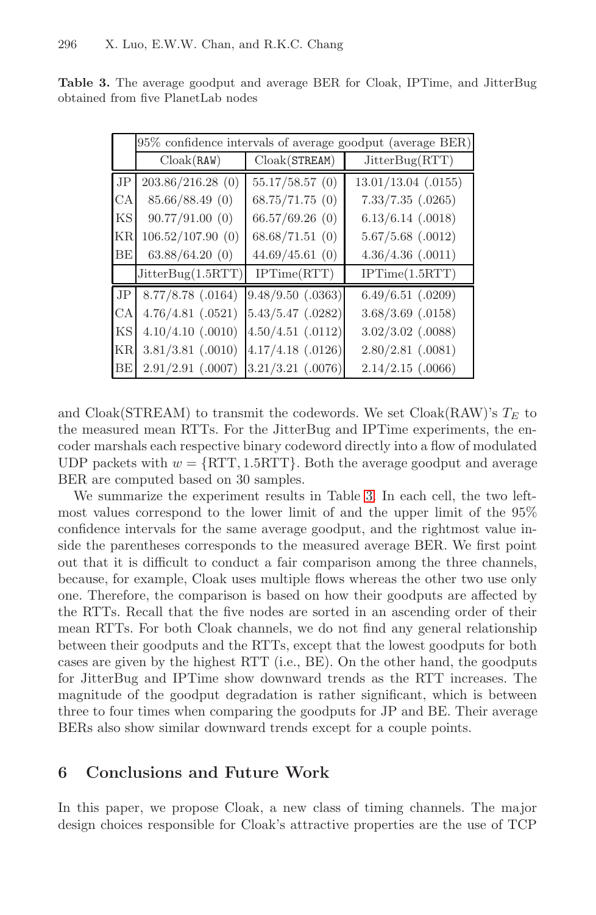**Table 3.** The average goodput and average BER for Cloak, IPTime, and JitterBug obtained from five PlanetLab nodes

| | 95% confidence intervals of average goodput (average BER) | | |
|---|---|---|---|
| | Cloak(`RAW`) | Cloak(`STREAM`) | JitterBug(RTT) |
| JP | 203.86/216.28 (0) | 55.17/58.57 (0) | 13.01/13.04 (.0155) |
| CA | 85.66/88.49 (0) | 68.75/71.75 (0) | 7.33/7.35 (.0265) |
| KS | 90.77/91.00 (0) | 66.57/69.26 (0) | 6.13/6.14 (.0018) |
| KR | 106.52/107.90 (0) | 68.68/71.51 (0) | 5.67/5.68 (.0012) |
| BE | 63.88/64.20 (0) | 44.69/45.61 (0) | 4.36/4.36 (.0011) |
| | JitterBug(1.5RTT) | IPTime(RTT) | IPTime(1.5RTT) |
| JP | 8.77/8.78 (.0164) | 9.48/9.50 (.0363) | 6.49/6.51 (.0209) |
| CA | 4.76/4.81 (.0521) | 5.43/5.47 (.0282) | 3.68/3.69 (.0158) |
| KS | 4.10/4.10 (.0010) | 4.50/4.51 (.0112) | 3.02/3.02 (.0088) |
| KR | 3.81/3.81 (.0010) | 4.17/4.18 (.0126) | 2.80/2.81 (.0081) |
| BE | 2.91/2.91 (.0007) | 3.21/3.21 (.0076) | 2.14/2.15 (.0066) |

and Cloak(STREAM) to transmit the codewords. We set Cloak(RAW)'s $T_E$ to the measured mean RTTs. For the JitterBug and IPTime experiments, the encoder marshals each respective binary codeword directly into a flow of modulated UDP packets with $w = \{\text{RTT}, 1.5\text{RTT}\}$. Both the average goodput and average BER are computed based on 30 samples.

We summarize the experiment results in Table 3. In each cell, the two leftmost values correspond to the lower limit of and the upper limit of the 95% confidence intervals for the same average goodput, and the rightmost value inside the parentheses corresponds to the measured average BER. We first point out that it is difficult to conduct a fair comparison among the three channels, because, for example, Cloak uses multiple flows whereas the other two use only one. Therefore, the comparison is based on how their goodputs are affected by the RTTs. Recall that the five nodes are sorted in an ascending order of their mean RTTs. For both Cloak channels, we do not find any general relationship between their goodputs and the RTTs, except that the lowest goodputs for both cases are given by the highest RTT (i.e., BE). On the other hand, the goodputs for JitterBug and IPTime show downward trends as the RTT increases. The magnitude of the goodput degradation is rather significant, which is between three to four times when comparing the goodputs for JP and BE. Their average BERs also show similar downward trends except for a couple points.

## 6 Conclusions and Future Work

In this paper, we propose Cloak, a new class of timing channels. The major design choices responsible for Cloak's attractive properties are the use of TCP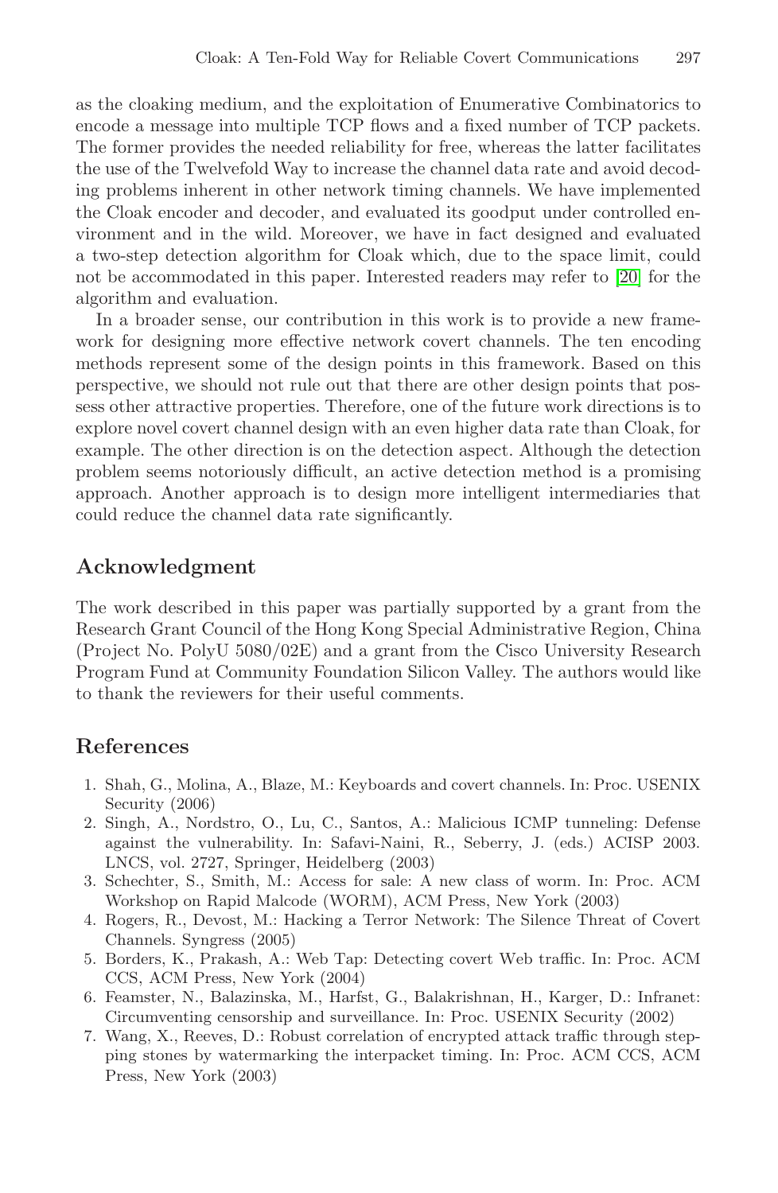as the cloaking medium, and the exploitation of Enumerative Combinatorics to encode a message into multiple TCP flows and a fixed number of TCP packets. The former provides the needed reliability for free, whereas the latter facilitates the use of the Twelvefold Way to increase the channel data rate and avoid decoding problems inherent in other network timing channels. We have implemented the Cloak encoder and decoder, and evaluated its goodput under controlled environment and in the wild. Moreover, we have in fact designed and evaluated a two-step detection algorithm for Cloak which, due to the space limit, could not be accommodated in this paper. Interested readers may refer to [20] for the algorithm and evaluation.

In a broader sense, our contribution in this work is to provide a new framework for designing more effective network covert channels. The ten encoding methods represent some of the design points in this framework. Based on this perspective, we should not rule out that there are other design points that possess other attractive properties. Therefore, one of the future work directions is to explore novel covert channel design with an even higher data rate than Cloak, for example. The other direction is on the detection aspect. Although the detection problem seems notoriously difficult, an active detection method is a promising approach. Another approach is to design more intelligent intermediaries that could reduce the channel data rate significantly.

## Acknowledgment

The work described in this paper was partially supported by a grant from the Research Grant Council of the Hong Kong Special Administrative Region, China (Project No. PolyU 5080/02E) and a grant from the Cisco University Research Program Fund at Community Foundation Silicon Valley. The authors would like to thank the reviewers for their useful comments.

## References

1. Shah, G., Molina, A., Blaze, M.: Keyboards and covert channels. In: Proc. USENIX Security (2006)
2. Singh, A., Nordstro, O., Lu, C., Santos, A.: Malicious ICMP tunneling: Defense against the vulnerability. In: Safavi-Naini, R., Seberry, J. (eds.) ACISP 2003. LNCS, vol. 2727, Springer, Heidelberg (2003)
3. Schechter, S., Smith, M.: Access for sale: A new class of worm. In: Proc. ACM Workshop on Rapid Malcode (WORM), ACM Press, New York (2003)
4. Rogers, R., Devost, M.: Hacking a Terror Network: The Silence Threat of Covert Channels. Syngress (2005)
5. Borders, K., Prakash, A.: Web Tap: Detecting covert Web traffic. In: Proc. ACM CCS, ACM Press, New York (2004)
6. Feamster, N., Balazinska, M., Harfst, G., Balakrishnan, H., Karger, D.: Infranet: Circumventing censorship and surveillance. In: Proc. USENIX Security (2002)
7. Wang, X., Reeves, D.: Robust correlation of encrypted attack traffic through stepping stones by watermarking the interpacket timing. In: Proc. ACM CCS, ACM Press, New York (2003)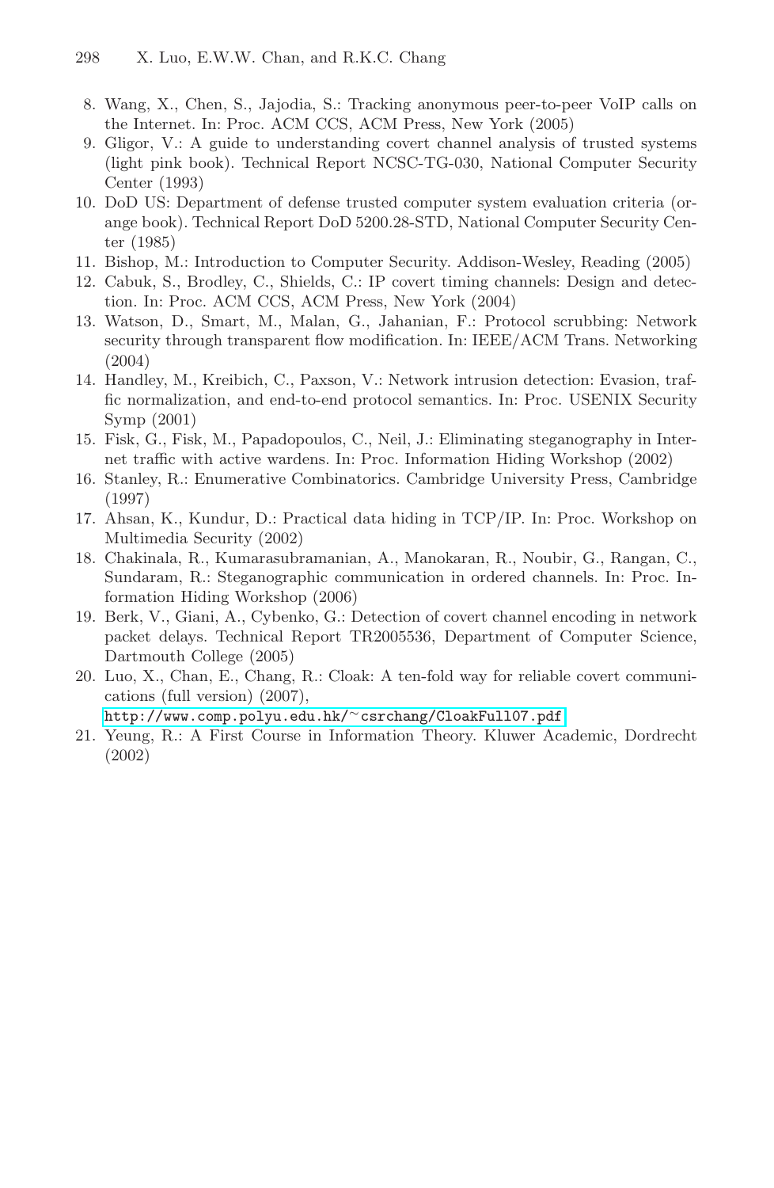8. Wang, X., Chen, S., Jajodia, S.: Tracking anonymous peer-to-peer VoIP calls on the Internet. In: Proc. ACM CCS, ACM Press, New York (2005)
9. Gligor, V.: A guide to understanding covert channel analysis of trusted systems (light pink book). Technical Report NCSC-TG-030, National Computer Security Center (1993)
10. DoD US: Department of defense trusted computer system evaluation criteria (orange book). Technical Report DoD 5200.28-STD, National Computer Security Center (1985)
11. Bishop, M.: Introduction to Computer Security. Addison-Wesley, Reading (2005)
12. Cabuk, S., Brodley, C., Shields, C.: IP covert timing channels: Design and detection. In: Proc. ACM CCS, ACM Press, New York (2004)
13. Watson, D., Smart, M., Malan, G., Jahanian, F.: Protocol scrubbing: Network security through transparent flow modification. In: IEEE/ACM Trans. Networking (2004)
14. Handley, M., Kreibich, C., Paxson, V.: Network intrusion detection: Evasion, traffic normalization, and end-to-end protocol semantics. In: Proc. USENIX Security Symp (2001)
15. Fisk, G., Fisk, M., Papadopoulos, C., Neil, J.: Eliminating steganography in Internet traffic with active wardens. In: Proc. Information Hiding Workshop (2002)
16. Stanley, R.: Enumerative Combinatorics. Cambridge University Press, Cambridge (1997)
17. Ahsan, K., Kundur, D.: Practical data hiding in TCP/IP. In: Proc. Workshop on Multimedia Security (2002)
18. Chakinala, R., Kumarasubramanian, A., Manokaran, R., Noubir, G., Rangan, C., Sundaram, R.: Steganographic communication in ordered channels. In: Proc. Information Hiding Workshop (2006)
19. Berk, V., Giani, A., Cybenko, G.: Detection of covert channel encoding in network packet delays. Technical Report TR2005536, Department of Computer Science, Dartmouth College (2005)
20. Luo, X., Chan, E., Chang, R.: Cloak: A ten-fold way for reliable covert communications (full version) (2007), http://www.comp.polyu.edu.hk/~csrchang/CloakFull07.pdf
21. Yeung, R.: A First Course in Information Theory. Kluwer Academic, Dordrecht (2002)